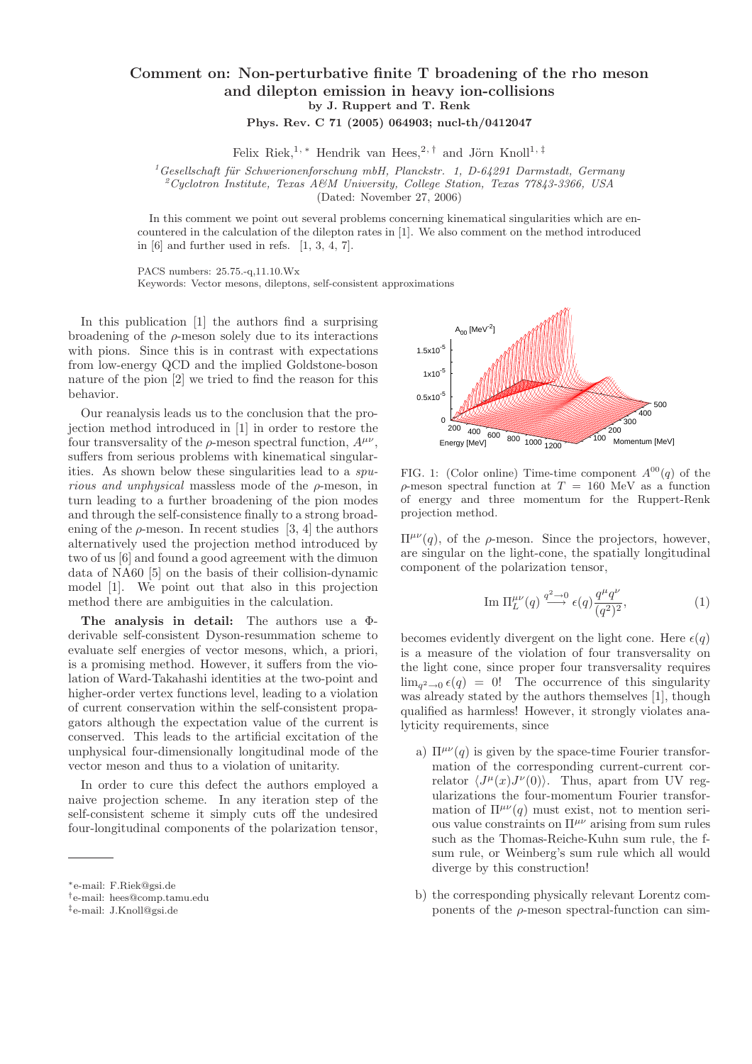# Comment on: Non-perturbative finite T broadening of the rho meson and dilepton emission in heavy ion-collisions

**by J. Ruppert and T. Renk**

**Phys. Rev. C 71 (2005) 064903; nucl-th/0412047**

Felix Riek,[1,*] Hendrik van Hees,[2,†] and Jörn Knoll[1,‡]

[1] *Gesellschaft für Schwerionenforschung mbH, Planckstr. 1, D-64291 Darmstadt, Germany*
[2] *Cyclotron Institute, Texas A&M University, College Station, Texas 77843-3366, USA*

(Dated: November 27, 2006)

In this comment we point out several problems concerning kinematical singularities which are encountered in the calculation of the dilepton rates in [1]. We also comment on the method introduced in [6] and further used in refs. [1, 3, 4, 7].

PACS numbers: 25.75.-q,11.10.Wx
Keywords: Vector mesons, dileptons, self-consistent approximations

In this publication [1] the authors find a surprising broadening of the $\rho$-meson solely due to its interactions with pions. Since this is in contrast with expectations from low-energy QCD and the implied Goldstone-boson nature of the pion [2] we tried to find the reason for this behavior.

Our reanalysis leads us to the conclusion that the projection method introduced in [1] in order to restore the four transversality of the $\rho$-meson spectral function, $A^{\mu\nu}$, suffers from serious problems with kinematical singularities. As shown below these singularities lead to a *spurious and unphysical* massless mode of the $\rho$-meson, in turn leading to a further broadening of the pion modes and through the self-consistence finally to a strong broadening of the $\rho$-meson. In recent studies [3, 4] the authors alternatively used the projection method introduced by two of us [6] and found a good agreement with the dimuon data of NA60 [5] on the basis of their collision-dynamic model [1]. We point out that also in this projection method there are ambiguities in the calculation.

**The analysis in detail:** The authors use a $\Phi$-derivable self-consistent Dyson-resummation scheme to evaluate self energies of vector mesons, which, a priori, is a promising method. However, it suffers from the violation of Ward-Takahashi identities at the two-point and higher-order vertex functions level, leading to a violation of current conservation within the self-consistent propagators although the expectation value of the current is conserved. This leads to the artificial excitation of the unphysical four-dimensionally longitudinal mode of the vector meson and thus to a violation of unitarity.

In order to cure this defect the authors employed a naive projection scheme. In any iteration step of the self-consistent scheme it simply cuts off the undesired four-longitudinal components of the polarization tensor,

FIG. 1: (Color online) Time-time component $A^{00}(q)$ of the $\rho$-meson spectral function at $T = 160$ MeV as a function of energy and three momentum for the Ruppert-Renk projection method.

$\Pi^{\mu\nu}(q)$, of the $\rho$-meson. Since the projectors, however, are singular on the light-cone, the spatially longitudinal component of the polarization tensor,

$$\mathrm{Im}\,\Pi_L^{\mu\nu}(q) \stackrel{q^2 \to 0}{\longrightarrow} \epsilon(q)\frac{q^\mu q^\nu}{(q^2)^2}, \tag{1}$$

becomes evidently divergent on the light cone. Here $\epsilon(q)$ is a measure of the violation of four transversality on the light cone, since proper four transversality requires $\lim_{q^2\to 0}\epsilon(q) = 0$! The occurrence of this singularity was already stated by the authors themselves [1], though qualified as harmless! However, it strongly violates analyticity requirements, since

a) $\Pi^{\mu\nu}(q)$ is given by the space-time Fourier transformation of the corresponding current-current correlator $\langle J^\mu(x)J^\nu(0)\rangle$. Thus, apart from UV regularizations the four-momentum Fourier transformation of $\Pi^{\mu\nu}(q)$ must exist, not to mention serious value constraints on $\Pi^{\mu\nu}$ arising from sum rules such as the Thomas-Reiche-Kuhn sum rule, the f-sum rule, or Weinberg's sum rule which all would diverge by this construction!

b) the corresponding physically relevant Lorentz components of the $\rho$-meson spectral-function can sim-

[*] e-mail: F.Riek@gsi.de
[†] e-mail: hees@comp.tamu.edu
[‡] e-mail: J.Knoll@gsi.de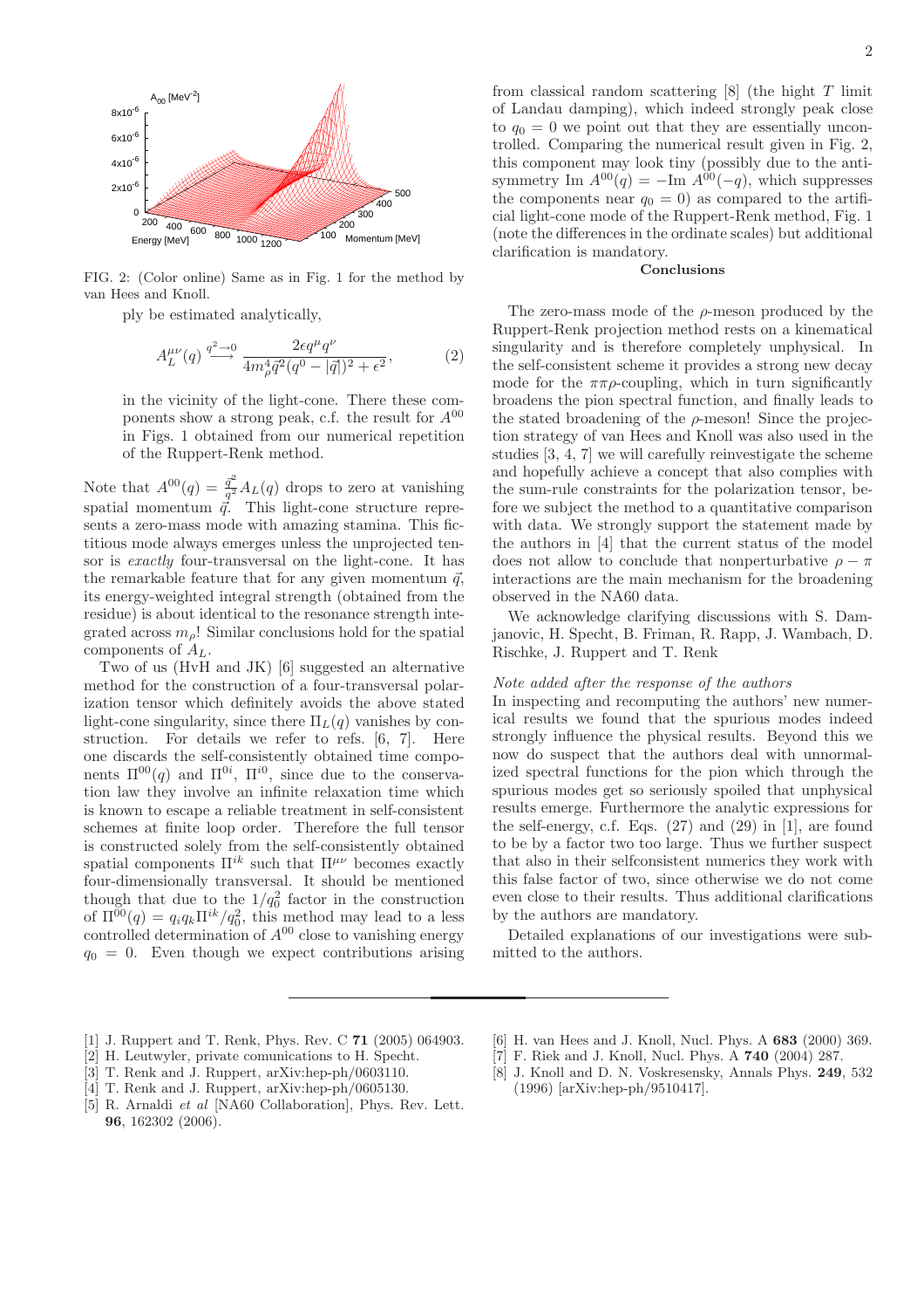A$_{00}$ [MeV$^{-2}$]

8x10$^{-6}$

6x10$^{-6}$

4x10$^{-6}$

2x10$^{-6}$

0

200 400 600 800 1000 1200

Energy [MeV]

100 200 300 400 500

Momentum [MeV]

FIG. 2: (Color online) Same as in Fig. 1 for the method by van Hees and Knoll.

ply be estimated analytically,

$$A_L^{\mu\nu}(q) \xrightarrow{q^2 \to 0} \frac{2\epsilon q^\mu q^\nu}{4m_\rho^4 \vec{q}^2 (q^0 - |\vec{q}|)^2 + \epsilon^2}, \tag{2}$$

in the vicinity of the light-cone. There these components show a strong peak, c.f. the result for $A^{00}$ in Figs. 1 obtained from our numerical repetition of the Ruppert-Renk method.

Note that $A^{00}(q) = \frac{\vec{q}^2}{q^2} A_L(q)$ drops to zero at vanishing spatial momentum $\vec{q}$. This light-cone structure represents a zero-mass mode with amazing stamina. This fictitious mode always emerges unless the unprojected tensor is *exactly* four-transversal on the light-cone. It has the remarkable feature that for any given momentum $\vec{q}$, its energy-weighted integral strength (obtained from the residue) is about identical to the resonance strength integrated across $m_\rho$! Similar conclusions hold for the spatial components of $A_L$.

Two of us (HvH and JK) [6] suggested an alternative method for the construction of a four-transversal polarization tensor which definitely avoids the above stated light-cone singularity, since there $\Pi_L(q)$ vanishes by construction. For details we refer to refs. [6, 7]. Here one discards the self-consistently obtained time components $\Pi^{00}(q)$ and $\Pi^{0i}$, $\Pi^{i0}$, since due to the conservation law they involve an infinite relaxation time which is known to escape a reliable treatment in self-consistent schemes at finite loop order. Therefore the full tensor is constructed solely from the self-consistently obtained spatial components $\Pi^{ik}$ such that $\Pi^{\mu\nu}$ becomes exactly four-dimensionally transversal. It should be mentioned though that due to the $1/q_0^2$ factor in the construction of $\Pi^{00}(q) = q_i q_k \Pi^{ik}/q_0^2$, this method may lead to a less controlled determination of $A^{00}$ close to vanishing energy $q_0 = 0$. Even though we expect contributions arising from classical random scattering [8] (the hight $T$ limit of Landau damping), which indeed strongly peak close to $q_0 = 0$ we point out that they are essentially uncontrolled. Comparing the numerical result given in Fig. 2, this component may look tiny (possibly due to the antisymmetry Im $A^{00}(q) = -$Im $A^{00}(-q)$, which suppresses the components near $q_0 = 0$) as compared to the artificial light-cone mode of the Ruppert-Renk method, Fig. 1 (note the differences in the ordinate scales) but additional clarification is mandatory.

## Conclusions

The zero-mass mode of the $\rho$-meson produced by the Ruppert-Renk projection method rests on a kinematical singularity and is therefore completely unphysical. In the self-consistent scheme it provides a strong new decay mode for the $\pi\pi\rho$-coupling, which in turn significantly broadens the pion spectral function, and finally leads to the stated broadening of the $\rho$-meson! Since the projection strategy of van Hees and Knoll was also used in the studies [3, 4, 7] we will carefully reinvestigate the scheme and hopefully achieve a concept that also complies with the sum-rule constraints for the polarization tensor, before we subject the method to a quantitative comparison with data. We strongly support the statement made by the authors in [4] that the current status of the model does not allow to conclude that nonperturbative $\rho - \pi$ interactions are the main mechanism for the broadening observed in the NA60 data.

We acknowledge clarifying discussions with S. Damjanovic, H. Specht, B. Friman, R. Rapp, J. Wambach, D. Rischke, J. Ruppert and T. Renk

*Note added after the response of the authors*
In inspecting and recomputing the authors' new numerical results we found that the spurious modes indeed strongly influence the physical results. Beyond this we now do suspect that the authors deal with unnormalized spectral functions for the pion which through the spurious modes get so seriously spoiled that unphysical results emerge. Furthermore the analytic expressions for the self-energy, c.f. Eqs. (27) and (29) in [1], are found to be by a factor two too large. Thus we further suspect that also in their selfconsistent numerics they work with this false factor of two, since otherwise we do not come even close to their results. Thus additional clarifications by the authors are mandatory.

Detailed explanations of our investigations were submitted to the authors.

---

[1] J. Ruppert and T. Renk, Phys. Rev. C **71** (2005) 064903.
[2] H. Leutwyler, private comunications to H. Specht.
[3] T. Renk and J. Ruppert, arXiv:hep-ph/0603110.
[4] T. Renk and J. Ruppert, arXiv:hep-ph/0605130.
[5] R. Arnaldi *et al* [NA60 Collaboration], Phys. Rev. Lett. **96**, 162302 (2006).
[6] H. van Hees and J. Knoll, Nucl. Phys. A **683** (2000) 369.
[7] F. Riek and J. Knoll, Nucl. Phys. A **740** (2004) 287.
[8] J. Knoll and D. N. Voskresensky, Annals Phys. **249**, 532 (1996) [arXiv:hep-ph/9510417].